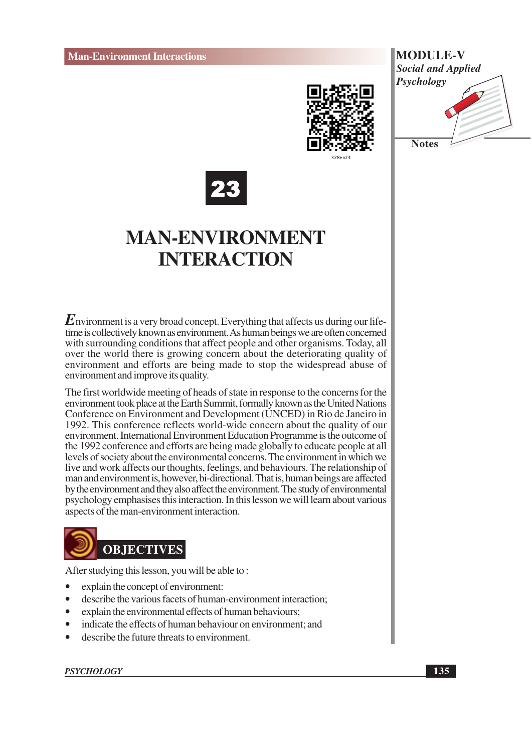# 23

# MAN-ENVIRONMENT INTERACTION

Environment is a very broad concept. Everything that affects us during our life-time is collectively known as environment. As human beings we are often concerned with surrounding conditions that affect people and other organisms. Today, all over the world there is growing concern about the deteriorating quality of environment and efforts are being made to stop the widespread abuse of environment and improve its quality.

The first worldwide meeting of heads of state in response to the concerns for the environment took place at the Earth Summit, formally known as the United Nations Conference on Environment and Development (UNCED) in Rio de Janeiro in 1992. This conference reflects world-wide concern about the quality of our environment. International Environment Education Programme is the outcome of the 1992 conference and efforts are being made globally to educate people at all levels of society about the environmental concerns. The environment in which we live and work affects our thoughts, feelings, and behaviours. The relationship of man and environment is, however, bi-directional. That is, human beings are affected by the environment and they also affect the environment. The study of environmental psychology emphasises this interaction. In this lesson we will learn about various aspects of the man-environment interaction.

## OBJECTIVES

After studying this lesson, you will be able to :

- explain the concept of environment:
- describe the various facets of human-environment interaction;
- explain the environmental effects of human behaviours;
- indicate the effects of human behaviour on environment; and
- describe the future threats to environment.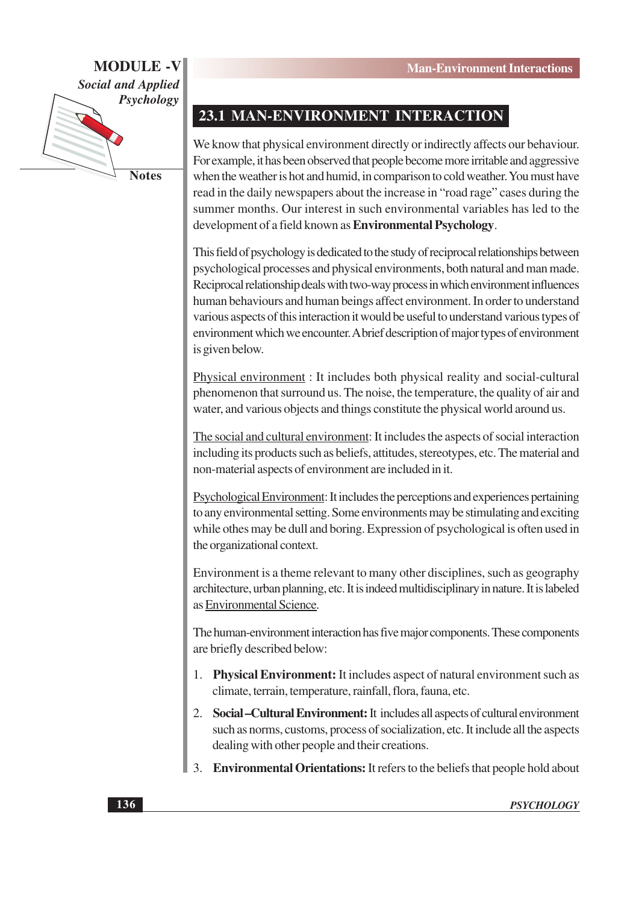## 23.1 MAN-ENVIRONMENT INTERACTION

We know that physical environment directly or indirectly affects our behaviour. For example, it has been observed that people become more irritable and aggressive when the weather is hot and humid, in comparison to cold weather. You must have read in the daily newspapers about the increase in "road rage" cases during the summer months. Our interest in such environmental variables has led to the development of a field known as **Environmental Psychology**.

This field of psychology is dedicated to the study of reciprocal relationships between psychological processes and physical environments, both natural and man made. Reciprocal relationship deals with two-way process in which environment influences human behaviours and human beings affect environment. In order to understand various aspects of this interaction it would be useful to understand various types of environment which we encounter. A brief description of major types of environment is given below.

Physical environment : It includes both physical reality and social-cultural phenomenon that surround us. The noise, the temperature, the quality of air and water, and various objects and things constitute the physical world around us.

The social and cultural environment: It includes the aspects of social interaction including its products such as beliefs, attitudes, stereotypes, etc. The material and non-material aspects of environment are included in it.

Psychological Environment: It includes the perceptions and experiences pertaining to any environmental setting. Some environments may be stimulating and exciting while othes may be dull and boring. Expression of psychological is often used in the organizational context.

Environment is a theme relevant to many other disciplines, such as geography architecture, urban planning, etc. It is indeed multidisciplinary in nature. It is labeled as Environmental Science.

The human-environment interaction has five major components. These components are briefly described below:

1. **Physical Environment:** It includes aspect of natural environment such as climate, terrain, temperature, rainfall, flora, fauna, etc.
2. **Social –Cultural Environment:** It includes all aspects of cultural environment such as norms, customs, process of socialization, etc. It include all the aspects dealing with other people and their creations.
3. **Environmental Orientations:** It refers to the beliefs that people hold about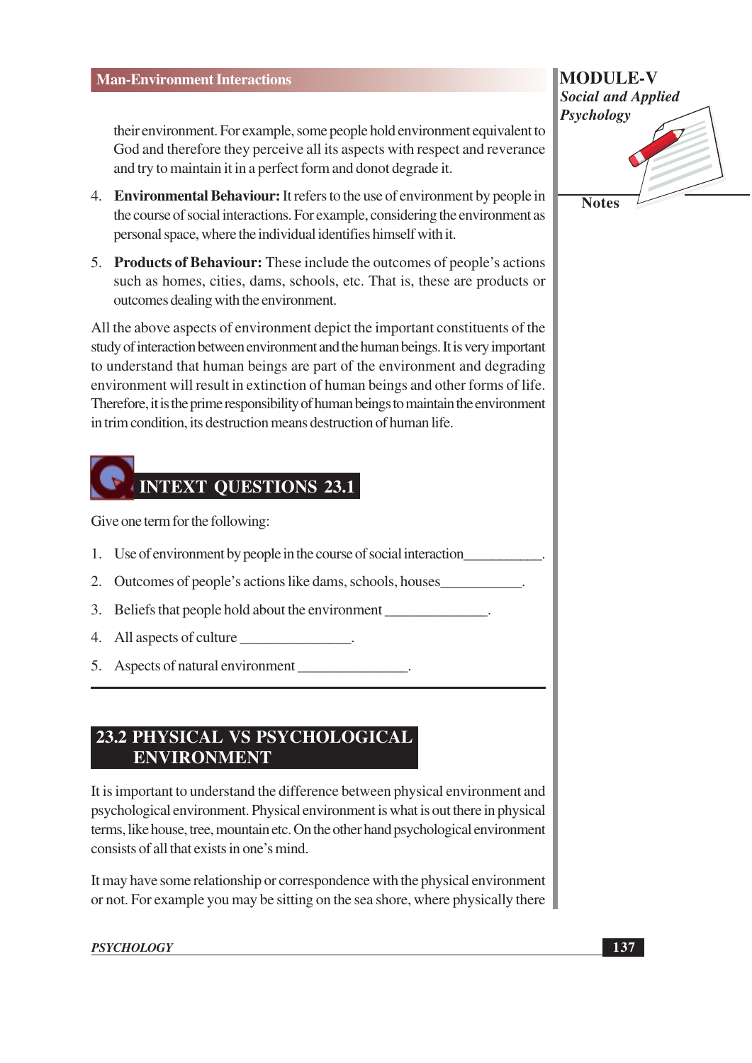their environment. For example, some people hold environment equivalent to God and therefore they perceive all its aspects with respect and reverance and try to maintain it in a perfect form and donot degrade it.

4. **Environmental Behaviour:** It refers to the use of environment by people in the course of social interactions. For example, considering the environment as personal space, where the individual identifies himself with it.

5. **Products of Behaviour:** These include the outcomes of people's actions such as homes, cities, dams, schools, etc. That is, these are products or outcomes dealing with the environment.

All the above aspects of environment depict the important constituents of the study of interaction between environment and the human beings. It is very important to understand that human beings are part of the environment and degrading environment will result in extinction of human beings and other forms of life. Therefore, it is the prime responsibility of human beings to maintain the environment in trim condition, its destruction means destruction of human life.

## INTEXT QUESTIONS 23.1

Give one term for the following:

1. Use of environment by people in the course of social interaction___________.
2. Outcomes of people's actions like dams, schools, houses___________.
3. Beliefs that people hold about the environment ______________.
4. All aspects of culture _______________.
5. Aspects of natural environment _______________.

## 23.2 PHYSICAL VS PSYCHOLOGICAL ENVIRONMENT

It is important to understand the difference between physical environment and psychological environment. Physical environment is what is out there in physical terms, like house, tree, mountain etc. On the other hand psychological environment consists of all that exists in one's mind.

It may have some relationship or correspondence with the physical environment or not. For example you may be sitting on the sea shore, where physically there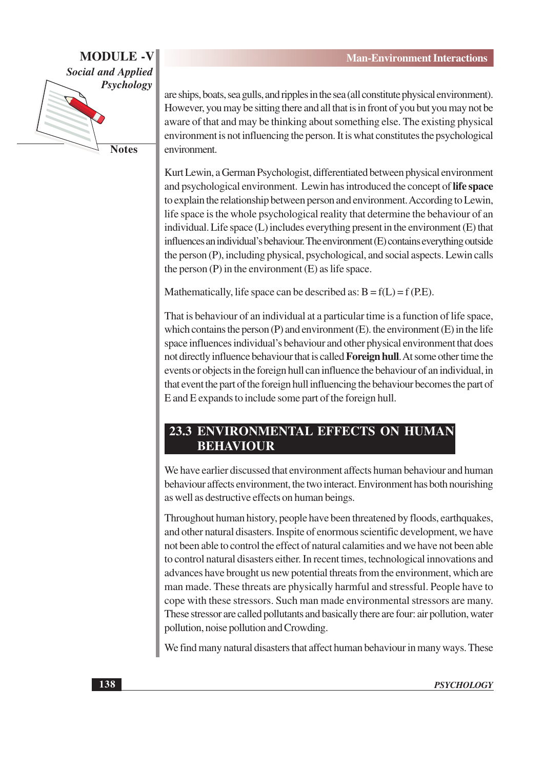are ships, boats, sea gulls, and ripples in the sea (all constitute physical environment). However, you may be sitting there and all that is in front of you but you may not be aware of that and may be thinking about something else. The existing physical environment is not influencing the person. It is what constitutes the psychological environment.

Kurt Lewin, a German Psychologist, differentiated between physical environment and psychological environment. Lewin has introduced the concept of **life space** to explain the relationship between person and environment. According to Lewin, life space is the whole psychological reality that determine the behaviour of an individual. Life space (L) includes everything present in the environment (E) that influences an individual's behaviour. The environment (E) contains everything outside the person (P), including physical, psychological, and social aspects. Lewin calls the person (P) in the environment (E) as life space.

Mathematically, life space can be described as: $B = f(L) = f(P.E)$.

That is behaviour of an individual at a particular time is a function of life space, which contains the person (P) and environment (E). the environment (E) in the life space influences individual's behaviour and other physical environment that does not directly influence behaviour that is called **Foreign hull**. At some other time the events or objects in the foreign hull can influence the behaviour of an individual, in that event the part of the foreign hull influencing the behaviour becomes the part of E and E expands to include some part of the foreign hull.

## 23.3 ENVIRONMENTAL EFFECTS ON HUMAN BEHAVIOUR

We have earlier discussed that environment affects human behaviour and human behaviour affects environment, the two interact. Environment has both nourishing as well as destructive effects on human beings.

Throughout human history, people have been threatened by floods, earthquakes, and other natural disasters. Inspite of enormous scientific development, we have not been able to control the effect of natural calamities and we have not been able to control natural disasters either. In recent times, technological innovations and advances have brought us new potential threats from the environment, which are man made. These threats are physically harmful and stressful. People have to cope with these stressors. Such man made environmental stressors are many. These stressor are called pollutants and basically there are four: air pollution, water pollution, noise pollution and Crowding.

We find many natural disasters that affect human behaviour in many ways. These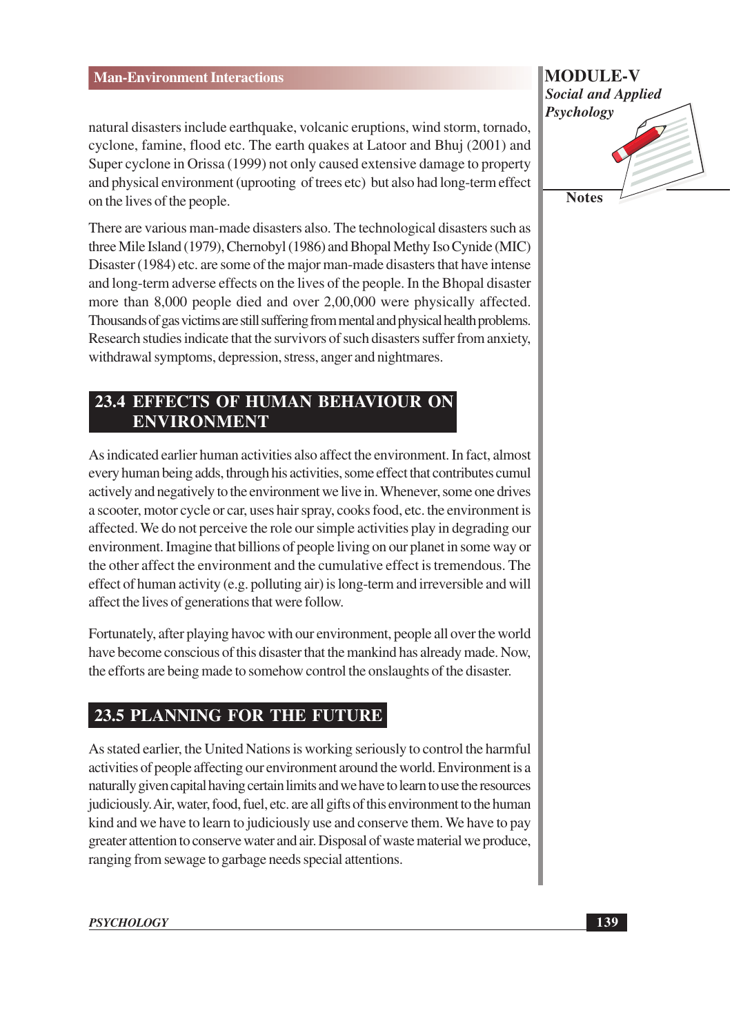natural disasters include earthquake, volcanic eruptions, wind storm, tornado, cyclone, famine, flood etc. The earth quakes at Latoor and Bhuj (2001) and Super cyclone in Orissa (1999) not only caused extensive damage to property and physical environment (uprooting of trees etc) but also had long-term effect on the lives of the people.

There are various man-made disasters also. The technological disasters such as three Mile Island (1979), Chernobyl (1986) and Bhopal Methy Iso Cynide (MIC) Disaster (1984) etc. are some of the major man-made disasters that have intense and long-term adverse effects on the lives of the people. In the Bhopal disaster more than 8,000 people died and over 2,00,000 were physically affected. Thousands of gas victims are still suffering from mental and physical health problems. Research studies indicate that the survivors of such disasters suffer from anxiety, withdrawal symptoms, depression, stress, anger and nightmares.

## 23.4 EFFECTS OF HUMAN BEHAVIOUR ON ENVIRONMENT

As indicated earlier human activities also affect the environment. In fact, almost every human being adds, through his activities, some effect that contributes cumul actively and negatively to the environment we live in. Whenever, some one drives a scooter, motor cycle or car, uses hair spray, cooks food, etc. the environment is affected. We do not perceive the role our simple activities play in degrading our environment. Imagine that billions of people living on our planet in some way or the other affect the environment and the cumulative effect is tremendous. The effect of human activity (e.g. polluting air) is long-term and irreversible and will affect the lives of generations that were follow.

Fortunately, after playing havoc with our environment, people all over the world have become conscious of this disaster that the mankind has already made. Now, the efforts are being made to somehow control the onslaughts of the disaster.

## 23.5 PLANNING FOR THE FUTURE

As stated earlier, the United Nations is working seriously to control the harmful activities of people affecting our environment around the world. Environment is a naturally given capital having certain limits and we have to learn to use the resources judiciously. Air, water, food, fuel, etc. are all gifts of this environment to the human kind and we have to learn to judiciously use and conserve them. We have to pay greater attention to conserve water and air. Disposal of waste material we produce, ranging from sewage to garbage needs special attentions.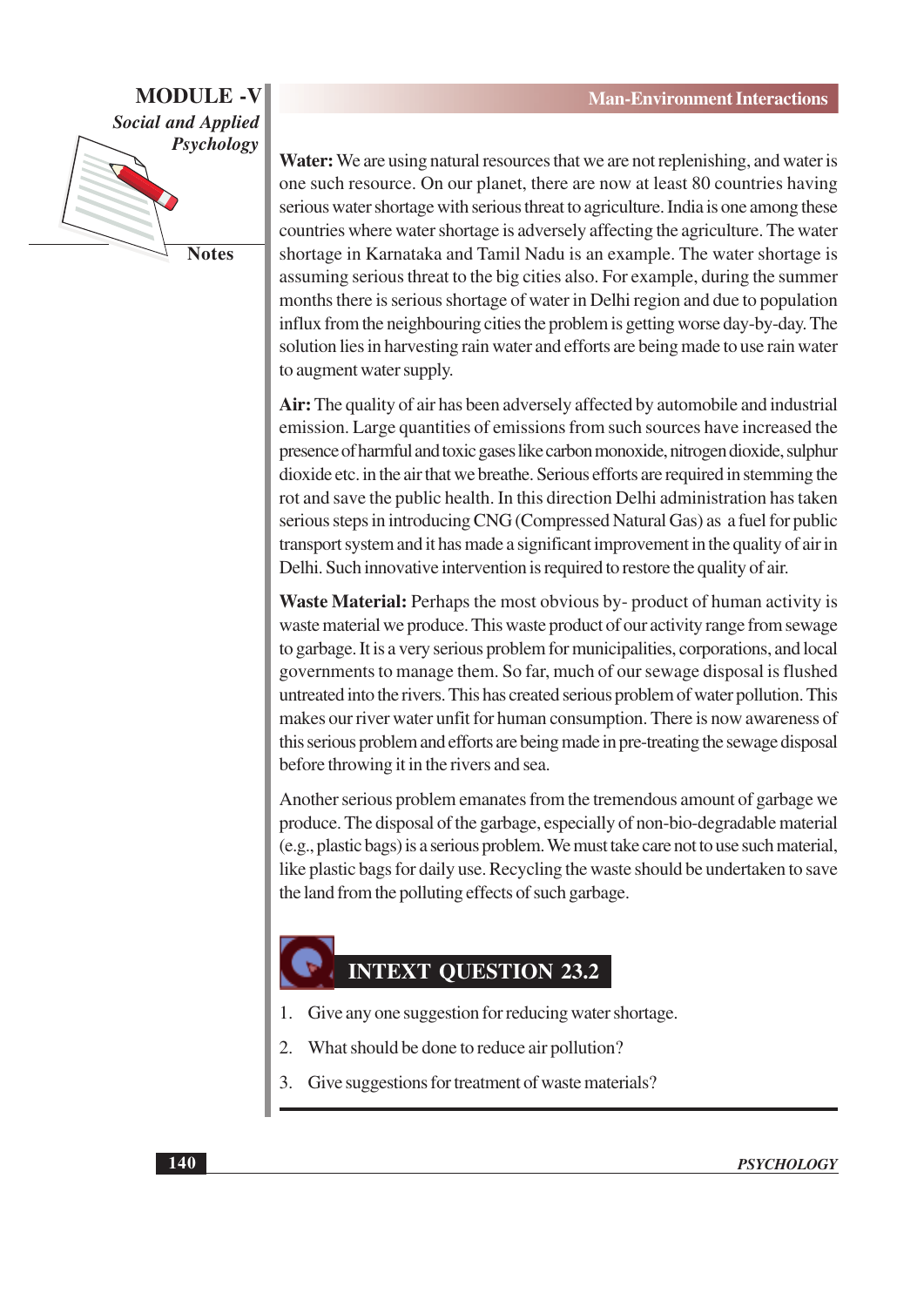**Water:** We are using natural resources that we are not replenishing, and water is one such resource. On our planet, there are now at least 80 countries having serious water shortage with serious threat to agriculture. India is one among these countries where water shortage is adversely affecting the agriculture. The water shortage in Karnataka and Tamil Nadu is an example. The water shortage is assuming serious threat to the big cities also. For example, during the summer months there is serious shortage of water in Delhi region and due to population influx from the neighbouring cities the problem is getting worse day-by-day. The solution lies in harvesting rain water and efforts are being made to use rain water to augment water supply.

**Air:** The quality of air has been adversely affected by automobile and industrial emission. Large quantities of emissions from such sources have increased the presence of harmful and toxic gases like carbon monoxide, nitrogen dioxide, sulphur dioxide etc. in the air that we breathe. Serious efforts are required in stemming the rot and save the public health. In this direction Delhi administration has taken serious steps in introducing CNG (Compressed Natural Gas) as a fuel for public transport system and it has made a significant improvement in the quality of air in Delhi. Such innovative intervention is required to restore the quality of air.

**Waste Material:** Perhaps the most obvious by- product of human activity is waste material we produce. This waste product of our activity range from sewage to garbage. It is a very serious problem for municipalities, corporations, and local governments to manage them. So far, much of our sewage disposal is flushed untreated into the rivers. This has created serious problem of water pollution. This makes our river water unfit for human consumption. There is now awareness of this serious problem and efforts are being made in pre-treating the sewage disposal before throwing it in the rivers and sea.

Another serious problem emanates from the tremendous amount of garbage we produce. The disposal of the garbage, especially of non-bio-degradable material (e.g., plastic bags) is a serious problem. We must take care not to use such material, like plastic bags for daily use. Recycling the waste should be undertaken to save the land from the polluting effects of such garbage.

## INTEXT QUESTION 23.2

1. Give any one suggestion for reducing water shortage.
2. What should be done to reduce air pollution?
3. Give suggestions for treatment of waste materials?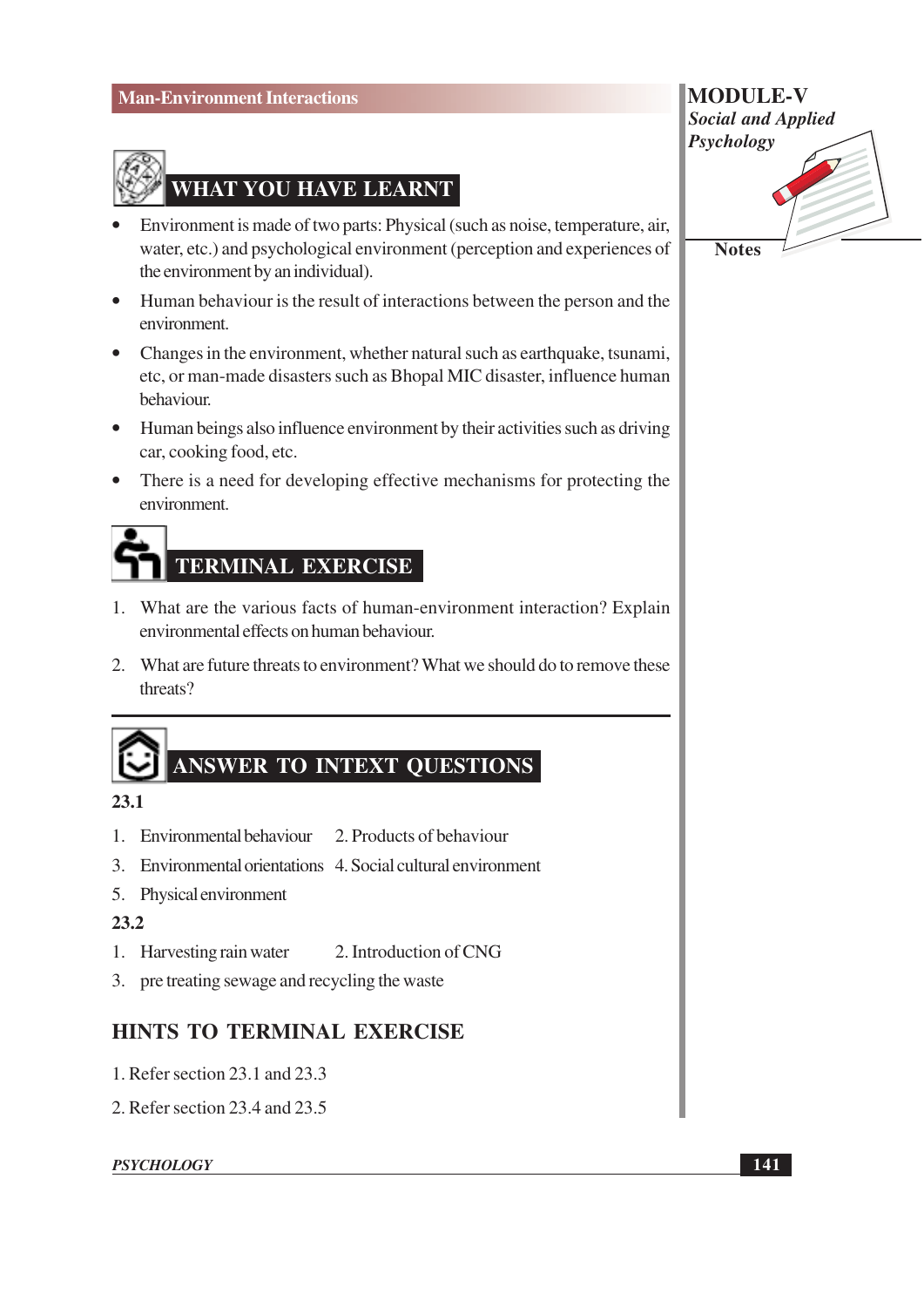## WHAT YOU HAVE LEARNT

- Environment is made of two parts: Physical (such as noise, temperature, air, water, etc.) and psychological environment (perception and experiences of the environment by an individual).
- Human behaviour is the result of interactions between the person and the environment.
- Changes in the environment, whether natural such as earthquake, tsunami, etc, or man-made disasters such as Bhopal MIC disaster, influence human behaviour.
- Human beings also influence environment by their activities such as driving car, cooking food, etc.
- There is a need for developing effective mechanisms for protecting the environment.

## TERMINAL EXERCISE

1. What are the various facts of human-environment interaction? Explain environmental effects on human behaviour.
2. What are future threats to environment? What we should do to remove these threats?

## ANSWER TO INTEXT QUESTIONS

**23.1**

1. Environmental behaviour
2. Products of behaviour
3. Environmental orientations
4. Social cultural environment
5. Physical environment

**23.2**

1. Harvesting rain water
2. Introduction of CNG
3. pre treating sewage and recycling the waste

## HINTS TO TERMINAL EXERCISE

1. Refer section 23.1 and 23.3
2. Refer section 23.4 and 23.5